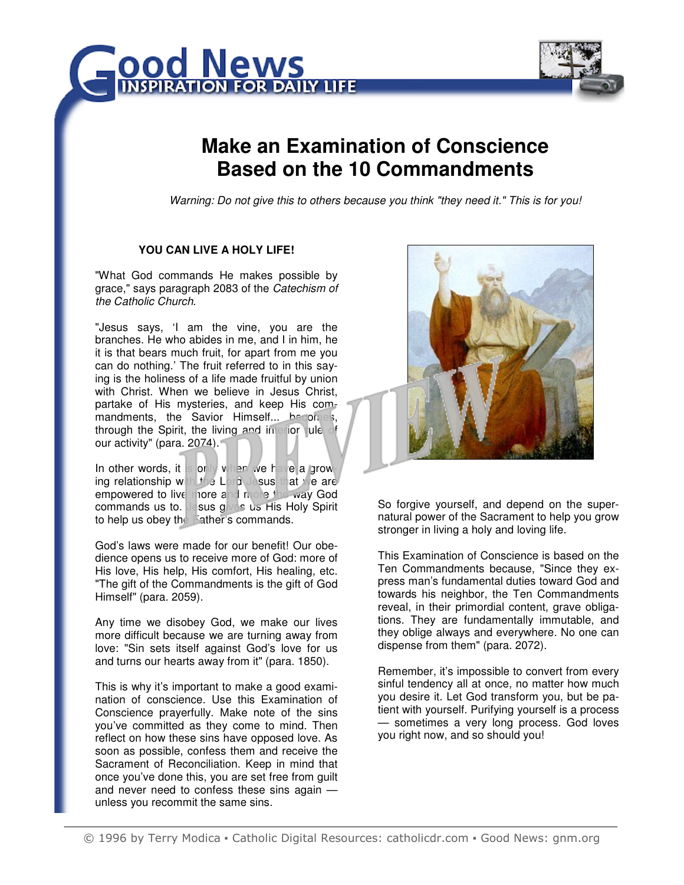# Make an Examination of Conscience Based on the 10 Commandments

*Warning: Do not give this to others because you think "they need it." This is for you!*

### YOU CAN LIVE A HOLY LIFE!

"What God commands He makes possible by grace," says paragraph 2083 of the *Catechism of the Catholic Church*.

"Jesus says, 'I am the vine, you are the branches. He who abides in me, and I in him, he it is that bears much fruit, for apart from me you can do nothing.' The fruit referred to in this saying is the holiness of a life made fruitful by union with Christ. When we believe in Jesus Christ, partake of His mysteries, and keep His commandments, the Savior Himself... becomes, through the Spirit, the living and interior rule of our activity" (para. 2074).

In other words, it is only when we have a growing relationship with the Lord Jesus that we are empowered to live more and more the way God commands us to. Jesus gives us His Holy Spirit to help us obey the Father's commands.

God's laws were made for our benefit! Our obedience opens us to receive more of God: more of His love, His help, His comfort, His healing, etc. "The gift of the Commandments is the gift of God Himself" (para. 2059).

Any time we disobey God, we make our lives more difficult because we are turning away from love: "Sin sets itself against God's love for us and turns our hearts away from it" (para. 1850).

This is why it's important to make a good examination of conscience. Use this Examination of Conscience prayerfully. Make note of the sins you've committed as they come to mind. Then reflect on how these sins have opposed love. As soon as possible, confess them and receive the Sacrament of Reconciliation. Keep in mind that once you've done this, you are set free from guilt and never need to confess these sins again — unless you recommit the same sins.

So forgive yourself, and depend on the supernatural power of the Sacrament to help you grow stronger in living a holy and loving life.

This Examination of Conscience is based on the Ten Commandments because, "Since they express man's fundamental duties toward God and towards his neighbor, the Ten Commandments reveal, in their primordial content, grave obligations. They are fundamentally immutable, and they oblige always and everywhere. No one can dispense from them" (para. 2072).

Remember, it's impossible to convert from every sinful tendency all at once, no matter how much you desire it. Let God transform you, but be patient with yourself. Purifying yourself is a process — sometimes a very long process. God loves you right now, and so should you!

© 1996 by Terry Modica ▪ Catholic Digital Resources: catholicdr.com ▪ Good News: gnm.org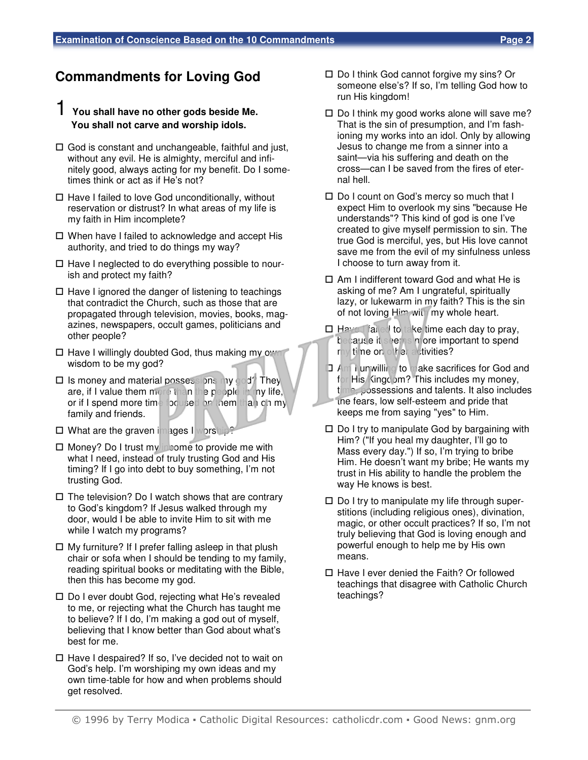## Commandments for Loving God

### 1 You shall have no other gods beside Me. You shall not carve and worship idols.

- ☐ God is constant and unchangeable, faithful and just, without any evil. He is almighty, merciful and infinitely good, always acting for my benefit. Do I sometimes think or act as if He's not?
- ☐ Have I failed to love God unconditionally, without reservation or distrust? In what areas of my life is my faith in Him incomplete?
- ☐ When have I failed to acknowledge and accept His authority, and tried to do things my way?
- ☐ Have I neglected to do everything possible to nourish and protect my faith?
- ☐ Have I ignored the danger of listening to teachings that contradict the Church, such as those that are propagated through television, movies, books, magazines, newspapers, occult games, politicians and other people?
- ☐ Have I willingly doubted God, thus making my own wisdom to be my god?
- ☐ Is money and material possessions my god? They are, if I value them more than the people in my life, or if I spend more time focused on them than on my family and friends.
- ☐ What are the graven images I worship?
- ☐ Money? Do I trust my income to provide me with what I need, instead of truly trusting God and His timing? If I go into debt to buy something, I'm not trusting God.
- ☐ The television? Do I watch shows that are contrary to God's kingdom? If Jesus walked through my door, would I be able to invite Him to sit with me while I watch my programs?
- ☐ My furniture? If I prefer falling asleep in that plush chair or sofa when I should be tending to my family, reading spiritual books or meditating with the Bible, then this has become my god.
- ☐ Do I ever doubt God, rejecting what He's revealed to me, or rejecting what the Church has taught me to believe? If I do, I'm making a god out of myself, believing that I know better than God about what's best for me.
- ☐ Have I despaired? If so, I've decided not to wait on God's help. I'm worshiping my own ideas and my own time-table for how and when problems should get resolved.
- ☐ Do I think God cannot forgive my sins? Or someone else's? If so, I'm telling God how to run His kingdom!
- ☐ Do I think my good works alone will save me? That is the sin of presumption, and I'm fashioning my works into an idol. Only by allowing Jesus to change me from a sinner into a saint—via his suffering and death on the cross—can I be saved from the fires of eternal hell.
- ☐ Do I count on God's mercy so much that I expect Him to overlook my sins "because He understands"? This kind of god is one I've created to give myself permission to sin. The true God is merciful, yes, but His love cannot save me from the evil of my sinfulness unless I choose to turn away from it.
- ☐ Am I indifferent toward God and what He is asking of me? Am I ungrateful, spiritually lazy, or lukewarm in my faith? This is the sin of not loving Him with my whole heart.
- ☐ Have I failed to take time each day to pray, because it seems more important to spend my time on other activities?
- ☐ Am I unwilling to make sacrifices for God and for His Kingdom? This includes my money, time, possessions and talents. It also includes the fears, low self-esteem and pride that keeps me from saying "yes" to Him.
- ☐ Do I try to manipulate God by bargaining with Him? ("If you heal my daughter, I'll go to Mass every day.") If so, I'm trying to bribe Him. He doesn't want my bribe; He wants my trust in His ability to handle the problem the way He knows is best.
- ☐ Do I try to manipulate my life through superstitions (including religious ones), divination, magic, or other occult practices? If so, I'm not truly believing that God is loving enough and powerful enough to help me by His own means.
- ☐ Have I ever denied the Faith? Or followed teachings that disagree with Catholic Church teachings?

© 1996 by Terry Modica ▪ Catholic Digital Resources: catholicdr.com ▪ Good News: gnm.org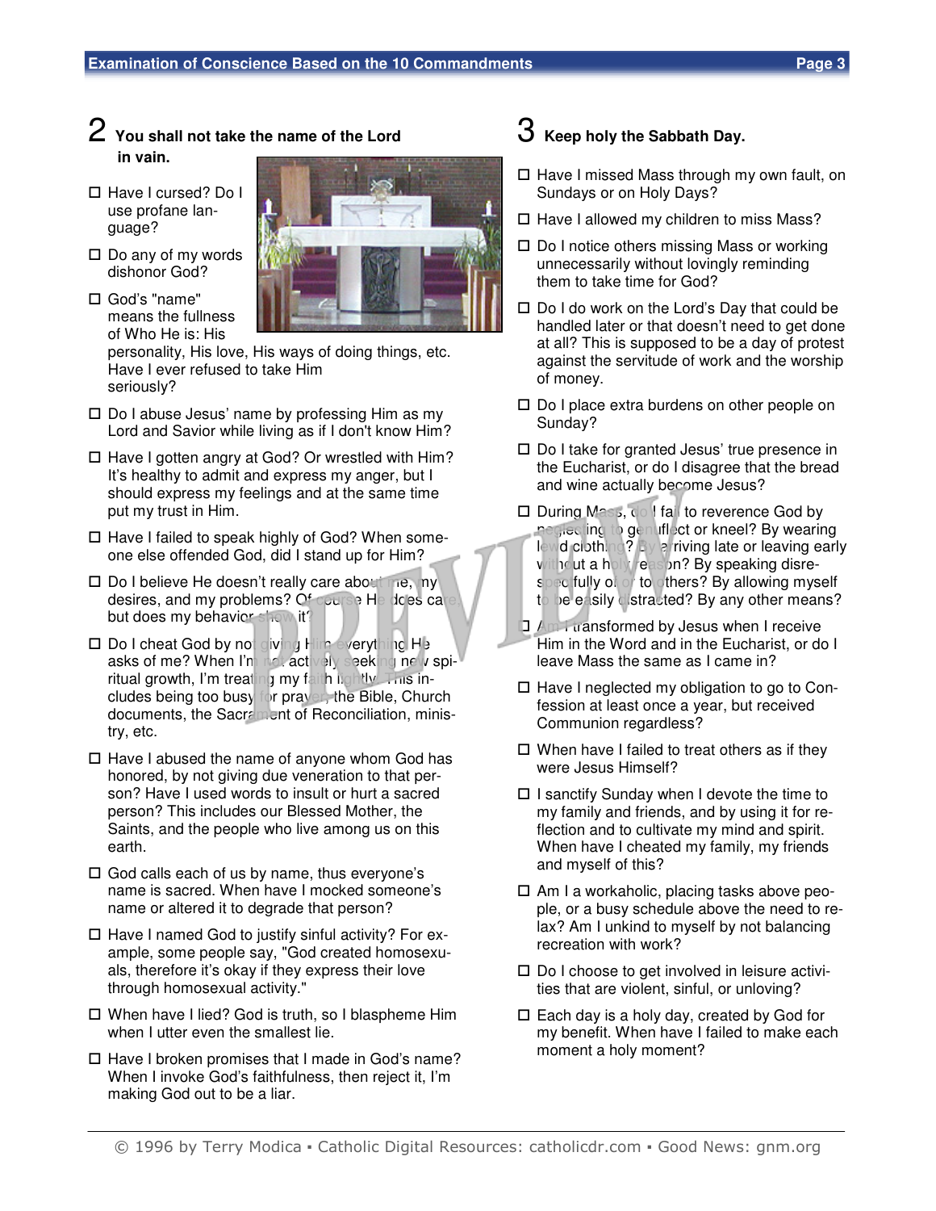## 2 You shall not take the name of the Lord in vain.

- ☐ Have I cursed? Do I use profane language?
- ☐ Do any of my words dishonor God?
- ☐ God's "name" means the fullness of Who He is: His personality, His love, His ways of doing things, etc. Have I ever refused to take Him seriously?
- ☐ Do I abuse Jesus' name by professing Him as my Lord and Savior while living as if I don't know Him?
- ☐ Have I gotten angry at God? Or wrestled with Him? It's healthy to admit and express my anger, but I should express my feelings and at the same time put my trust in Him.
- ☐ Have I failed to speak highly of God? When someone else offended God, did I stand up for Him?
- ☐ Do I believe He doesn't really care about me, my desires, and my problems? Of course He does care, but does my behavior show it?
- ☐ Do I cheat God by not giving Him everything He asks of me? When I'm not actively seeking new spiritual growth, I'm treating my faith lightly. This includes being too busy for prayer, the Bible, Church documents, the Sacrament of Reconciliation, ministry, etc.
- ☐ Have I abused the name of anyone whom God has honored, by not giving due veneration to that person? Have I used words to insult or hurt a sacred person? This includes our Blessed Mother, the Saints, and the people who live among us on this earth.
- ☐ God calls each of us by name, thus everyone's name is sacred. When have I mocked someone's name or altered it to degrade that person?
- ☐ Have I named God to justify sinful activity? For example, some people say, "God created homosexuals, therefore it's okay if they express their love through homosexual activity."
- ☐ When have I lied? God is truth, so I blaspheme Him when I utter even the smallest lie.
- ☐ Have I broken promises that I made in God's name? When I invoke God's faithfulness, then reject it, I'm making God out to be a liar.

## 3 Keep holy the Sabbath Day.

- ☐ Have I missed Mass through my own fault, on Sundays or on Holy Days?
- ☐ Have I allowed my children to miss Mass?
- ☐ Do I notice others missing Mass or working unnecessarily without lovingly reminding them to take time for God?
- ☐ Do I do work on the Lord's Day that could be handled later or that doesn't need to get done at all? This is supposed to be a day of protest against the servitude of work and the worship of money.
- ☐ Do I place extra burdens on other people on Sunday?
- ☐ Do I take for granted Jesus' true presence in the Eucharist, or do I disagree that the bread and wine actually become Jesus?
- ☐ During Mass, do I fail to reverence God by neglecting to genuflect or kneel? By wearing lewd clothing? By arriving late or leaving early without a holy reason? By speaking disrespectfully of or to others? By allowing myself to be easily distracted? By any other means?
- ☐ Am I transformed by Jesus when I receive Him in the Word and in the Eucharist, or do I leave Mass the same as I came in?
- ☐ Have I neglected my obligation to go to Confession at least once a year, but received Communion regardless?
- ☐ When have I failed to treat others as if they were Jesus Himself?
- ☐ I sanctify Sunday when I devote the time to my family and friends, and by using it for reflection and to cultivate my mind and spirit. When have I cheated my family, my friends and myself of this?
- ☐ Am I a workaholic, placing tasks above people, or a busy schedule above the need to relax? Am I unkind to myself by not balancing recreation with work?
- ☐ Do I choose to get involved in leisure activities that are violent, sinful, or unloving?
- ☐ Each day is a holy day, created by God for my benefit. When have I failed to make each moment a holy moment?

© 1996 by Terry Modica ▪ Catholic Digital Resources: catholicdr.com ▪ Good News: gnm.org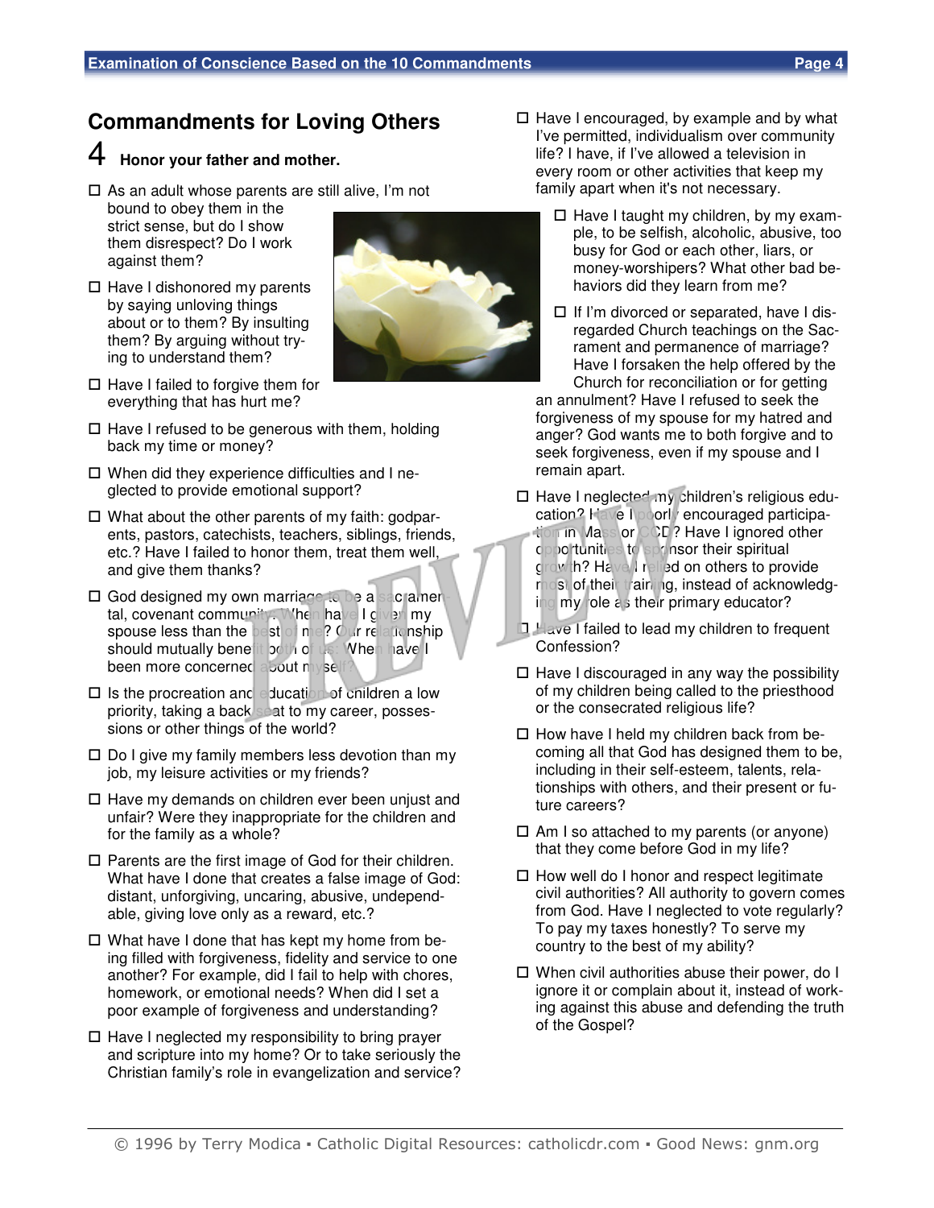## Commandments for Loving Others

### 4 Honor your father and mother.

- ☐ As an adult whose parents are still alive, I'm not bound to obey them in the strict sense, but do I show them disrespect? Do I work against them?
- ☐ Have I dishonored my parents by saying unloving things about or to them? By insulting them? By arguing without trying to understand them?
- ☐ Have I failed to forgive them for everything that has hurt me?
- ☐ Have I refused to be generous with them, holding back my time or money?
- ☐ When did they experience difficulties and I neglected to provide emotional support?
- ☐ What about the other parents of my faith: godparents, pastors, catechists, teachers, siblings, friends, etc.? Have I failed to honor them, treat them well, and give them thanks?
- ☐ God designed my own marriage to be a sacramental, covenant community. When have I given my spouse less than the best of me? Our relationship should mutually benefit both of us. When have I been more concerned about myself?
- ☐ Is the procreation and education of children a low priority, taking a back seat to my career, possessions or other things of the world?
- ☐ Do I give my family members less devotion than my job, my leisure activities or my friends?
- ☐ Have my demands on children ever been unjust and unfair? Were they inappropriate for the children and for the family as a whole?
- ☐ Parents are the first image of God for their children. What have I done that creates a false image of God: distant, unforgiving, uncaring, abusive, undependable, giving love only as a reward, etc.?
- ☐ What have I done that has kept my home from being filled with forgiveness, fidelity and service to one another? For example, did I fail to help with chores, homework, or emotional needs? When did I set a poor example of forgiveness and understanding?
- ☐ Have I neglected my responsibility to bring prayer and scripture into my home? Or to take seriously the Christian family's role in evangelization and service?
- ☐ Have I encouraged, by example and by what I've permitted, individualism over community life? I have, if I've allowed a television in every room or other activities that keep my family apart when it's not necessary.
    - ☐ Have I taught my children, by my example, to be selfish, alcoholic, abusive, too busy for God or each other, liars, or money-worshipers? What other bad behaviors did they learn from me?
    - ☐ If I'm divorced or separated, have I disregarded Church teachings on the Sacrament and permanence of marriage? Have I forsaken the help offered by the Church for reconciliation or for getting an annulment? Have I refused to seek the forgiveness of my spouse for my hatred and anger? God wants me to both forgive and to seek forgiveness, even if my spouse and I remain apart.
- ☐ Have I neglected my children's religious education? Have I poorly encouraged participation in Mass or CCD? Have I ignored other opportunities to sponsor their spiritual growth? Have I relied on others to provide most of their training, instead of acknowledging my role as their primary educator?
- ☐ Have I failed to lead my children to frequent Confession?
- ☐ Have I discouraged in any way the possibility of my children being called to the priesthood or the consecrated religious life?
- ☐ How have I held my children back from becoming all that God has designed them to be, including in their self-esteem, talents, relationships with others, and their present or future careers?
- ☐ Am I so attached to my parents (or anyone) that they come before God in my life?
- ☐ How well do I honor and respect legitimate civil authorities? All authority to govern comes from God. Have I neglected to vote regularly? To pay my taxes honestly? To serve my country to the best of my ability?
- ☐ When civil authorities abuse their power, do I ignore it or complain about it, instead of working against this abuse and defending the truth of the Gospel?

© 1996 by Terry Modica ▪ Catholic Digital Resources: catholicdr.com ▪ Good News: gnm.org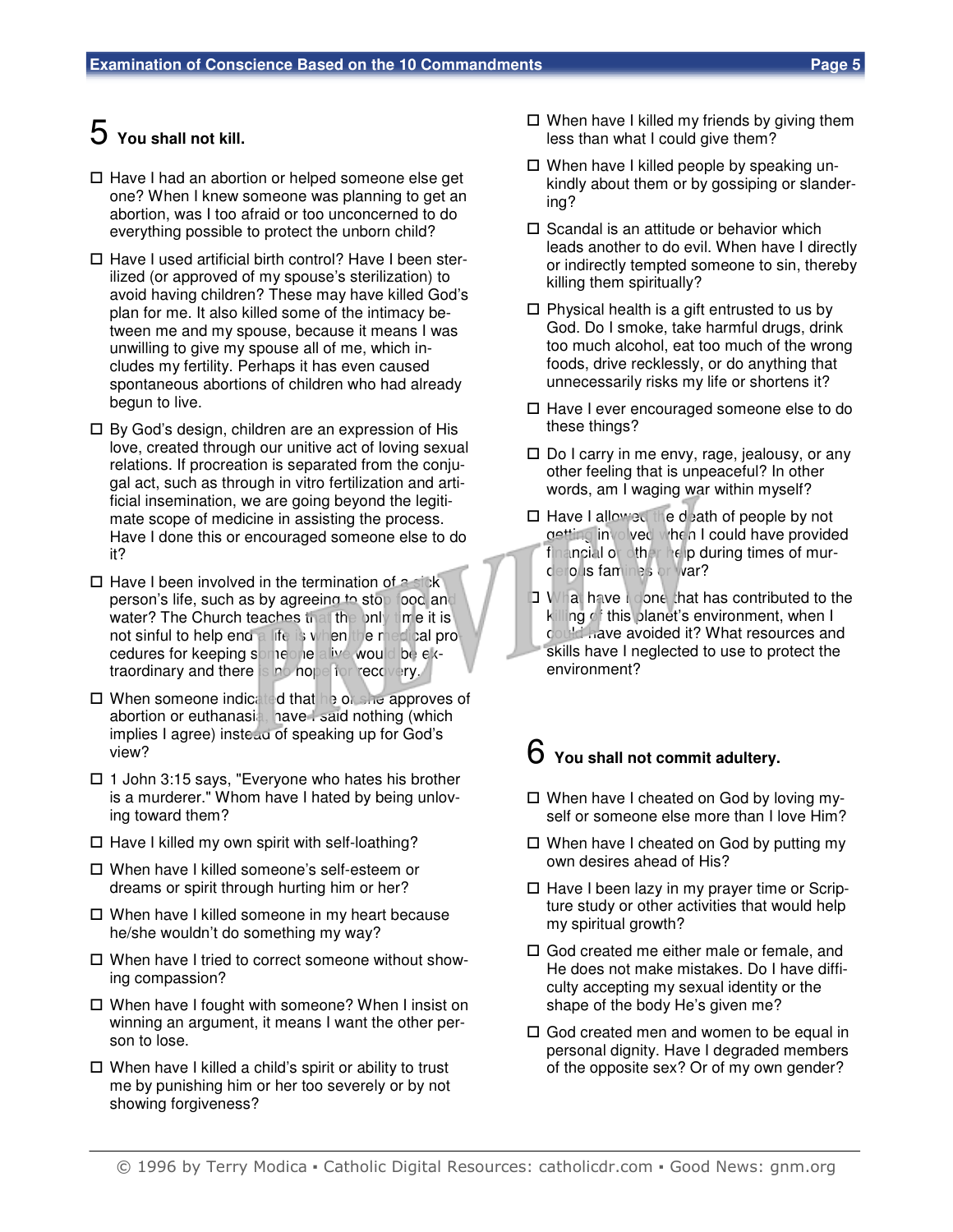## 5 You shall not kill.

- ☐ Have I had an abortion or helped someone else get one? When I knew someone was planning to get an abortion, was I too afraid or too unconcerned to do everything possible to protect the unborn child?
- ☐ Have I used artificial birth control? Have I been sterilized (or approved of my spouse's sterilization) to avoid having children? These may have killed God's plan for me. It also killed some of the intimacy between me and my spouse, because it means I was unwilling to give my spouse all of me, which includes my fertility. Perhaps it has even caused spontaneous abortions of children who had already begun to live.
- ☐ By God's design, children are an expression of His love, created through our unitive act of loving sexual relations. If procreation is separated from the conjugal act, such as through in vitro fertilization and artificial insemination, we are going beyond the legitimate scope of medicine in assisting the process. Have I done this or encouraged someone else to do it?
- ☐ Have I been involved in the termination of a sick person's life, such as by agreeing to stop food and water? The Church teaches that the only time it is not sinful to help end a life is when the medical procedures for keeping someone alive would be extraordinary and there is no hope for recovery.
- ☐ When someone indicated that he or she approves of abortion or euthanasia, have I said nothing (which implies I agree) instead of speaking up for God's view?
- ☐ 1 John 3:15 says, "Everyone who hates his brother is a murderer." Whom have I hated by being unloving toward them?
- ☐ Have I killed my own spirit with self-loathing?
- ☐ When have I killed someone's self-esteem or dreams or spirit through hurting him or her?
- ☐ When have I killed someone in my heart because he/she wouldn't do something my way?
- ☐ When have I tried to correct someone without showing compassion?
- ☐ When have I fought with someone? When I insist on winning an argument, it means I want the other person to lose.
- ☐ When have I killed a child's spirit or ability to trust me by punishing him or her too severely or by not showing forgiveness?
- ☐ When have I killed my friends by giving them less than what I could give them?
- ☐ When have I killed people by speaking unkindly about them or by gossiping or slandering?
- ☐ Scandal is an attitude or behavior which leads another to do evil. When have I directly or indirectly tempted someone to sin, thereby killing them spiritually?
- ☐ Physical health is a gift entrusted to us by God. Do I smoke, take harmful drugs, drink too much alcohol, eat too much of the wrong foods, drive recklessly, or do anything that unnecessarily risks my life or shortens it?
- ☐ Have I ever encouraged someone else to do these things?
- ☐ Do I carry in me envy, rage, jealousy, or any other feeling that is unpeaceful? In other words, am I waging war within myself?
- ☐ Have I allowed the death of people by not getting involved when I could have provided financial or other help during times of murderous famines or war?
- ☐ What have I done that has contributed to the killing of this planet's environment, when I could have avoided it? What resources and skills have I neglected to use to protect the environment?

## 6 You shall not commit adultery.

- ☐ When have I cheated on God by loving myself or someone else more than I love Him?
- ☐ When have I cheated on God by putting my own desires ahead of His?
- ☐ Have I been lazy in my prayer time or Scripture study or other activities that would help my spiritual growth?
- ☐ God created me either male or female, and He does not make mistakes. Do I have difficulty accepting my sexual identity or the shape of the body He's given me?
- ☐ God created men and women to be equal in personal dignity. Have I degraded members of the opposite sex? Or of my own gender?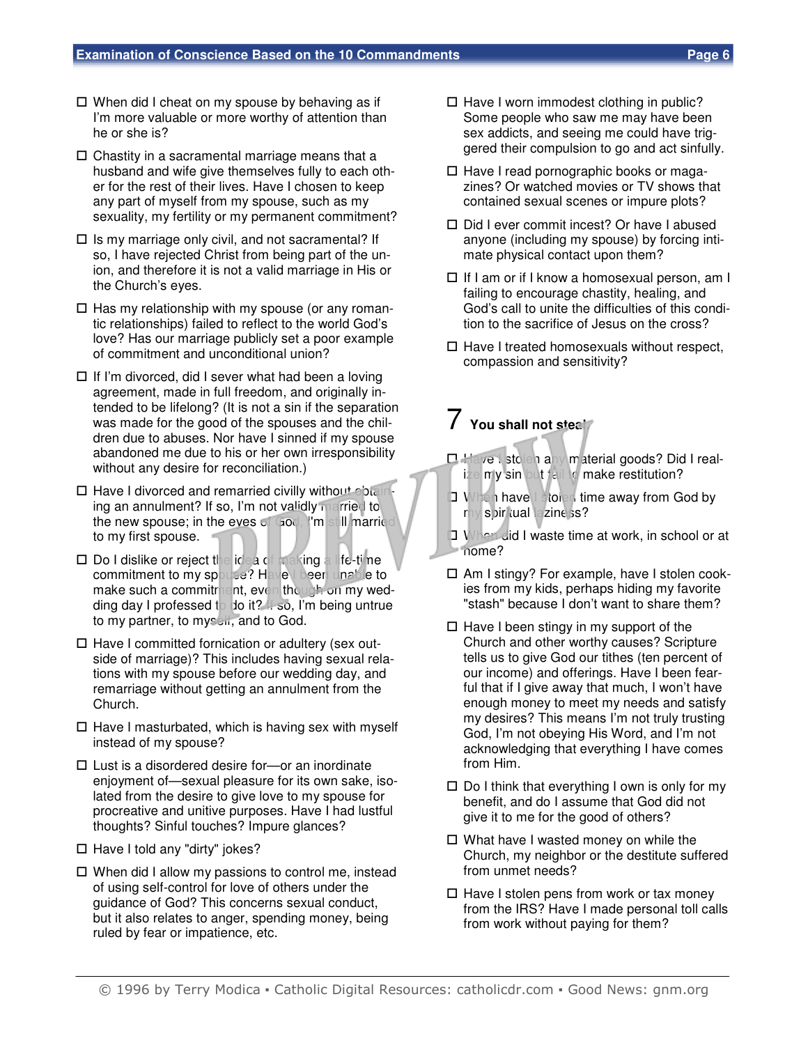- ☐ When did I cheat on my spouse by behaving as if I'm more valuable or more worthy of attention than he or she is?
- ☐ Chastity in a sacramental marriage means that a husband and wife give themselves fully to each other for the rest of their lives. Have I chosen to keep any part of myself from my spouse, such as my sexuality, my fertility or my permanent commitment?
- ☐ Is my marriage only civil, and not sacramental? If so, I have rejected Christ from being part of the union, and therefore it is not a valid marriage in His or the Church's eyes.
- ☐ Has my relationship with my spouse (or any romantic relationships) failed to reflect to the world God's love? Has our marriage publicly set a poor example of commitment and unconditional union?
- ☐ If I'm divorced, did I sever what had been a loving agreement, made in full freedom, and originally intended to be lifelong? (It is not a sin if the separation was made for the good of the spouses and the children due to abuses. Nor have I sinned if my spouse abandoned me due to his or her own irresponsibility without any desire for reconciliation.)
- ☐ Have I divorced and remarried civilly without obtaining an annulment? If so, I'm not validly married to the new spouse; in the eyes of God, I'm still married to my first spouse.
- ☐ Do I dislike or reject the idea of making a life-time commitment to my spouse? Have I been unable to make such a commitment, even though on my wedding day I professed to do it? If so, I'm being untrue to my partner, to myself, and to God.
- ☐ Have I committed fornication or adultery (sex outside of marriage)? This includes having sexual relations with my spouse before our wedding day, and remarriage without getting an annulment from the Church.
- ☐ Have I masturbated, which is having sex with myself instead of my spouse?
- ☐ Lust is a disordered desire for—or an inordinate enjoyment of—sexual pleasure for its own sake, isolated from the desire to give love to my spouse for procreative and unitive purposes. Have I had lustful thoughts? Sinful touches? Impure glances?
- ☐ Have I told any "dirty" jokes?
- ☐ When did I allow my passions to control me, instead of using self-control for love of others under the guidance of God? This concerns sexual conduct, but it also relates to anger, spending money, being ruled by fear or impatience, etc.
- ☐ Have I worn immodest clothing in public? Some people who saw me may have been sex addicts, and seeing me could have triggered their compulsion to go and act sinfully.
- ☐ Have I read pornographic books or magazines? Or watched movies or TV shows that contained sexual scenes or impure plots?
- ☐ Did I ever commit incest? Or have I abused anyone (including my spouse) by forcing intimate physical contact upon them?
- ☐ If I am or if I know a homosexual person, am I failing to encourage chastity, healing, and God's call to unite the difficulties of this condition to the sacrifice of Jesus on the cross?
- ☐ Have I treated homosexuals without respect, compassion and sensitivity?

## 7 You shall not steal

- ☐ Have I stolen any material goods? Did I realize my sin but fail to make restitution?
- ☐ When have I stolen time away from God by my spiritual laziness?
- ☐ When did I waste time at work, in school or at home?
- ☐ Am I stingy? For example, have I stolen cookies from my kids, perhaps hiding my favorite "stash" because I don't want to share them?
- ☐ Have I been stingy in my support of the Church and other worthy causes? Scripture tells us to give God our tithes (ten percent of our income) and offerings. Have I been fearful that if I give away that much, I won't have enough money to meet my needs and satisfy my desires? This means I'm not truly trusting God, I'm not obeying His Word, and I'm not acknowledging that everything I have comes from Him.
- ☐ Do I think that everything I own is only for my benefit, and do I assume that God did not give it to me for the good of others?
- ☐ What have I wasted money on while the Church, my neighbor or the destitute suffered from unmet needs?
- ☐ Have I stolen pens from work or tax money from the IRS? Have I made personal toll calls from work without paying for them?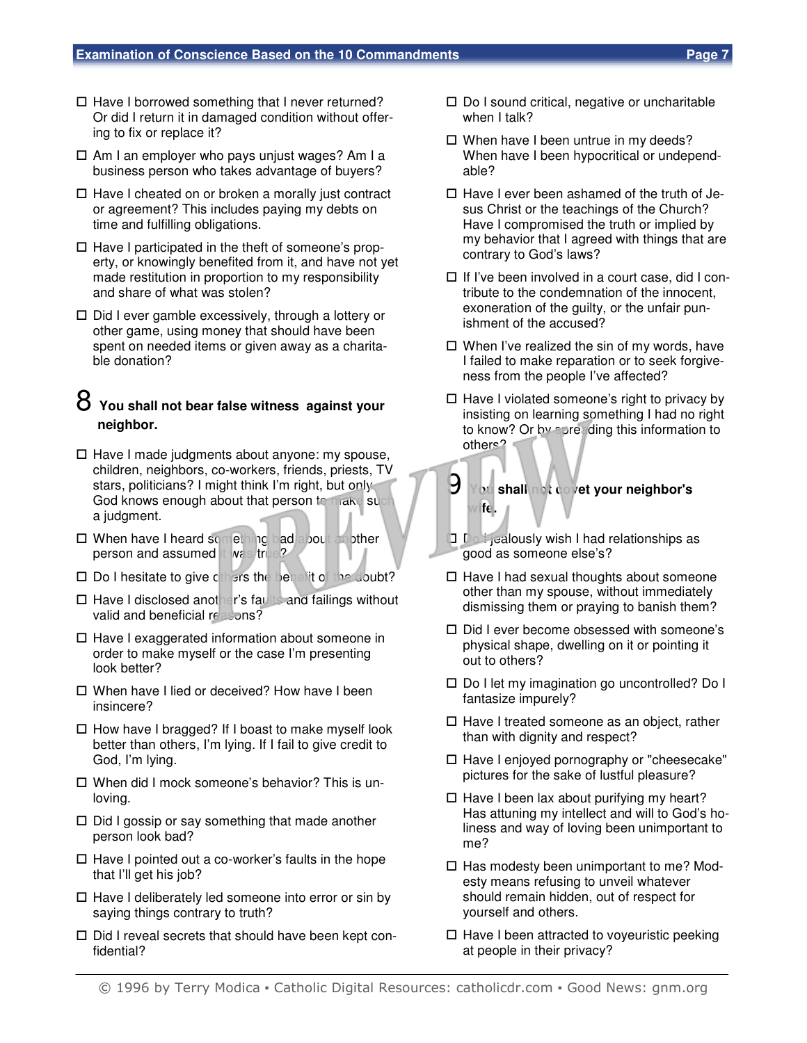- ☐ Have I borrowed something that I never returned? Or did I return it in damaged condition without offering to fix or replace it?
- ☐ Am I an employer who pays unjust wages? Am I a business person who takes advantage of buyers?
- ☐ Have I cheated on or broken a morally just contract or agreement? This includes paying my debts on time and fulfilling obligations.
- ☐ Have I participated in the theft of someone's property, or knowingly benefited from it, and have not yet made restitution in proportion to my responsibility and share of what was stolen?
- ☐ Did I ever gamble excessively, through a lottery or other game, using money that should have been spent on needed items or given away as a charitable donation?

## 8 You shall not bear false witness against your neighbor.

- ☐ Have I made judgments about anyone: my spouse, children, neighbors, co-workers, friends, priests, TV stars, politicians? I might think I'm right, but only God knows enough about that person to make such a judgment.
- ☐ When have I heard something bad about another person and assumed it was true?
- ☐ Do I hesitate to give others the benefit of the doubt?
- ☐ Have I disclosed another's faults and failings without valid and beneficial reasons?
- ☐ Have I exaggerated information about someone in order to make myself or the case I'm presenting look better?
- ☐ When have I lied or deceived? How have I been insincere?
- ☐ How have I bragged? If I boast to make myself look better than others, I'm lying. If I fail to give credit to God, I'm lying.
- ☐ When did I mock someone's behavior? This is unloving.
- ☐ Did I gossip or say something that made another person look bad?
- ☐ Have I pointed out a co-worker's faults in the hope that I'll get his job?
- ☐ Have I deliberately led someone into error or sin by saying things contrary to truth?
- ☐ Did I reveal secrets that should have been kept confidential?
- ☐ Do I sound critical, negative or uncharitable when I talk?
- ☐ When have I been untrue in my deeds? When have I been hypocritical or undependable?
- ☐ Have I ever been ashamed of the truth of Jesus Christ or the teachings of the Church? Have I compromised the truth or implied by my behavior that I agreed with things that are contrary to God's laws?
- ☐ If I've been involved in a court case, did I contribute to the condemnation of the innocent, exoneration of the guilty, or the unfair punishment of the accused?
- ☐ When I've realized the sin of my words, have I failed to make reparation or to seek forgiveness from the people I've affected?
- ☐ Have I violated someone's right to privacy by insisting on learning something I had no right to know? Or by spreading this information to others?

## 9 You shall not covet your neighbor's wife.

- ☐ Do I jealously wish I had relationships as good as someone else's?
- ☐ Have I had sexual thoughts about someone other than my spouse, without immediately dismissing them or praying to banish them?
- ☐ Did I ever become obsessed with someone's physical shape, dwelling on it or pointing it out to others?
- ☐ Do I let my imagination go uncontrolled? Do I fantasize impurely?
- ☐ Have I treated someone as an object, rather than with dignity and respect?
- ☐ Have I enjoyed pornography or "cheesecake" pictures for the sake of lustful pleasure?
- ☐ Have I been lax about purifying my heart? Has attuning my intellect and will to God's holiness and way of loving been unimportant to me?
- ☐ Has modesty been unimportant to me? Modesty means refusing to unveil whatever should remain hidden, out of respect for yourself and others.
- ☐ Have I been attracted to voyeuristic peeking at people in their privacy?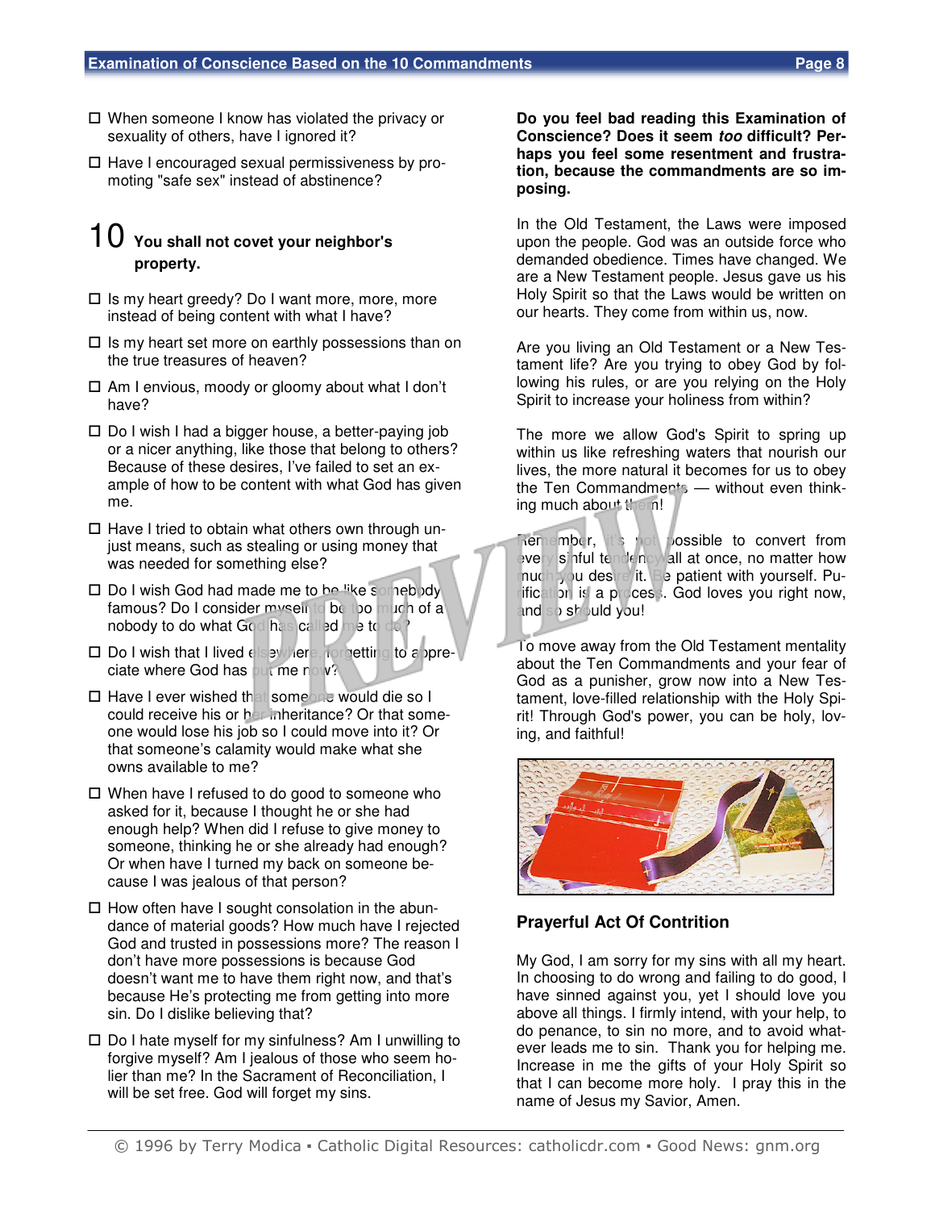- ☐ When someone I know has violated the privacy or sexuality of others, have I ignored it?
- ☐ Have I encouraged sexual permissiveness by promoting "safe sex" instead of abstinence?

## 10 You shall not covet your neighbor's property.

- ☐ Is my heart greedy? Do I want more, more, more instead of being content with what I have?
- ☐ Is my heart set more on earthly possessions than on the true treasures of heaven?
- ☐ Am I envious, moody or gloomy about what I don't have?
- ☐ Do I wish I had a bigger house, a better-paying job or a nicer anything, like those that belong to others? Because of these desires, I've failed to set an example of how to be content with what God has given me.
- ☐ Have I tried to obtain what others own through unjust means, such as stealing or using money that was needed for something else?
- ☐ Do I wish God had made me to be like somebody famous? Do I consider myself to be too much of a nobody to do what God has called me to do?
- ☐ Do I wish that I lived elsewhere, forgetting to appreciate where God has put me now?
- ☐ Have I ever wished that someone would die so I could receive his or her inheritance? Or that someone would lose his job so I could move into it? Or that someone's calamity would make what she owns available to me?
- ☐ When have I refused to do good to someone who asked for it, because I thought he or she had enough help? When did I refuse to give money to someone, thinking he or she already had enough? Or when have I turned my back on someone because I was jealous of that person?
- ☐ How often have I sought consolation in the abundance of material goods? How much have I rejected God and trusted in possessions more? The reason I don't have more possessions is because God doesn't want me to have them right now, and that's because He's protecting me from getting into more sin. Do I dislike believing that?
- ☐ Do I hate myself for my sinfulness? Am I unwilling to forgive myself? Am I jealous of those who seem holier than me? In the Sacrament of Reconciliation, I will be set free. God will forget my sins.

**Do you feel bad reading this Examination of Conscience? Does it seem *too* difficult? Perhaps you feel some resentment and frustration, because the commandments are so imposing.**

In the Old Testament, the Laws were imposed upon the people. God was an outside force who demanded obedience. Times have changed. We are a New Testament people. Jesus gave us his Holy Spirit so that the Laws would be written on our hearts. They come from within us, now.

Are you living an Old Testament or a New Testament life? Are you trying to obey God by following his rules, or are you relying on the Holy Spirit to increase your holiness from within?

The more we allow God's Spirit to spring up within us like refreshing waters that nourish our lives, the more natural it becomes for us to obey the Ten Commandments — without even thinking much about them!

Remember, it's not possible to convert from every sinful tendency all at once, no matter how much you desire it. Be patient with yourself. Purification is a process. God loves you right now, and so should you!

To move away from the Old Testament mentality about the Ten Commandments and your fear of God as a punisher, grow now into a New Testament, love-filled relationship with the Holy Spirit! Through God's power, you can be holy, loving, and faithful!

### Prayerful Act Of Contrition

My God, I am sorry for my sins with all my heart. In choosing to do wrong and failing to do good, I have sinned against you, yet I should love you above all things. I firmly intend, with your help, to do penance, to sin no more, and to avoid whatever leads me to sin. Thank you for helping me. Increase in me the gifts of your Holy Spirit so that I can become more holy. I pray this in the name of Jesus my Savior, Amen.